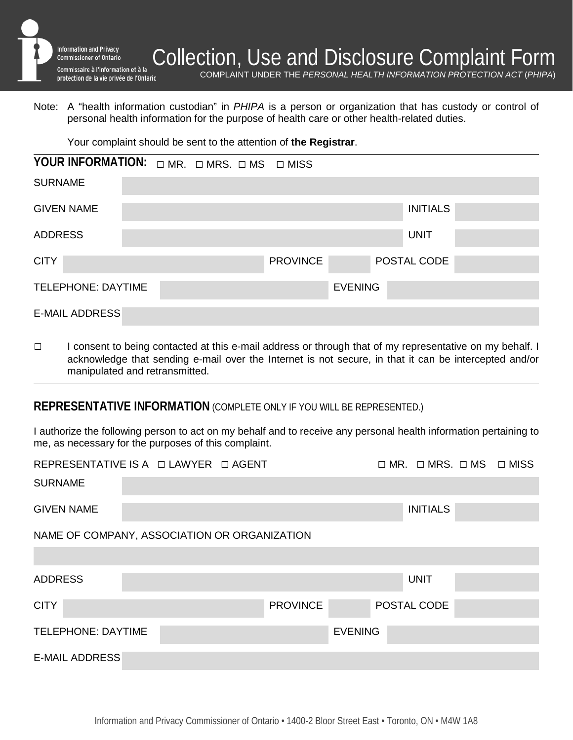Information and Privacy Commissioner of Ontario

Commissaire à l'information et à la protection de la vie privée de l'Ontario

# Collection, Use and Disclosure Complaint Form

COMPLAINT UNDER THE *PERSONAL HEALTH INFORMATION PROTECTION ACT* (*PHIPA*)

Note: A "health information custodian" in *PHIPA* is a person or organization that has custody or control of personal health information for the purpose of health care or other health-related duties.

Your complaint should be sent to the attention of **the Registrar**.

## YOUR INFORMATION: ☐ MR. ☐ MRS. ☐ MS ☐ MISS

SURNAME

GIVEN NAME | INITIALS

ADDRESS | UNIT

CITY | PROVINCE | POSTAL CODE

TELEPHONE: DAYTIME | EVENING

E-MAIL ADDRESS

☐ I consent to being contacted at this e-mail address or through that of my representative on my behalf. I acknowledge that sending e-mail over the Internet is not secure, in that it can be intercepted and/or manipulated and retransmitted.

## REPRESENTATIVE INFORMATION (COMPLETE ONLY IF YOU WILL BE REPRESENTED.)

I authorize the following person to act on my behalf and to receive any personal health information pertaining to me, as necessary for the purposes of this complaint.

REPRESENTATIVE IS A ☐ LAWYER ☐ AGENT ☐ MR. ☐ MRS. ☐ MS ☐ MISS

SURNAME

GIVEN NAME | INITIALS

NAME OF COMPANY, ASSOCIATION OR ORGANIZATION

ADDRESS | UNIT

CITY | PROVINCE | POSTAL CODE

TELEPHONE: DAYTIME | EVENING

E-MAIL ADDRESS

Information and Privacy Commissioner of Ontario • 1400-2 Bloor Street East • Toronto, ON • M4W 1A8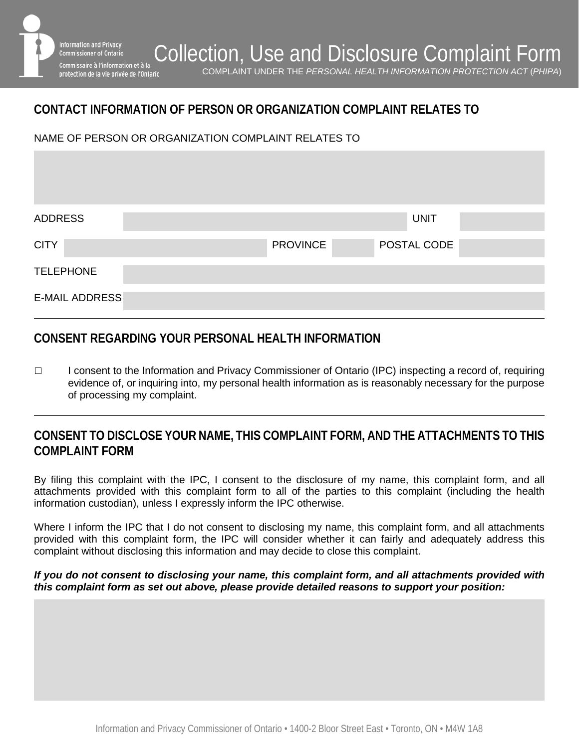# Collection, Use and Disclosure Complaint Form

COMPLAINT UNDER THE *PERSONAL HEALTH INFORMATION PROTECTION ACT* (*PHIPA*)

## CONTACT INFORMATION OF PERSON OR ORGANIZATION COMPLAINT RELATES TO

NAME OF PERSON OR ORGANIZATION COMPLAINT RELATES TO

| ADDRESS | | UNIT | |
|---|---|---|---|

| CITY | | PROVINCE | | POSTAL CODE | |
|---|---|---|---|---|---|

| TELEPHONE | |
|---|---|
| E-MAIL ADDRESS | |

## CONSENT REGARDING YOUR PERSONAL HEALTH INFORMATION

☐ I consent to the Information and Privacy Commissioner of Ontario (IPC) inspecting a record of, requiring evidence of, or inquiring into, my personal health information as is reasonably necessary for the purpose of processing my complaint.

## CONSENT TO DISCLOSE YOUR NAME, THIS COMPLAINT FORM, AND THE ATTACHMENTS TO THIS COMPLAINT FORM

By filing this complaint with the IPC, I consent to the disclosure of my name, this complaint form, and all attachments provided with this complaint form to all of the parties to this complaint (including the health information custodian), unless I expressly inform the IPC otherwise.

Where I inform the IPC that I do not consent to disclosing my name, this complaint form, and all attachments provided with this complaint form, the IPC will consider whether it can fairly and adequately address this complaint without disclosing this information and may decide to close this complaint.

***If you do not consent to disclosing your name, this complaint form, and all attachments provided with this complaint form as set out above, please provide detailed reasons to support your position:***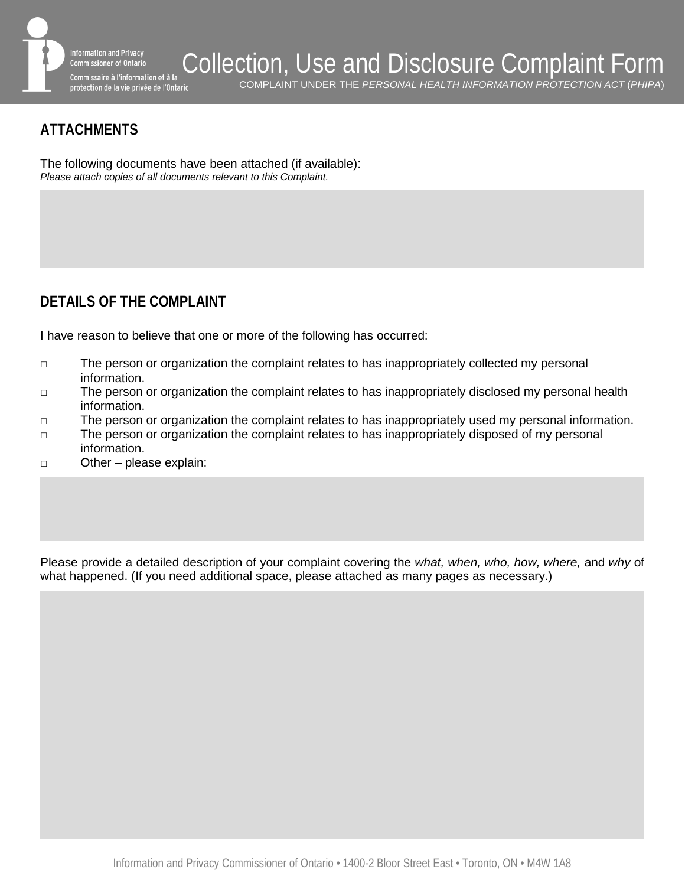## ATTACHMENTS

The following documents have been attached (if available):
*Please attach copies of all documents relevant to this Complaint.*

---

## DETAILS OF THE COMPLAINT

I have reason to believe that one or more of the following has occurred:

- □ The person or organization the complaint relates to has inappropriately collected my personal information.
- □ The person or organization the complaint relates to has inappropriately disclosed my personal health information.
- □ The person or organization the complaint relates to has inappropriately used my personal information.
- □ The person or organization the complaint relates to has inappropriately disposed of my personal information.
- □ Other – please explain:

Please provide a detailed description of your complaint covering the *what, when, who, how, where,* and *why* of what happened. (If you need additional space, please attached as many pages as necessary.)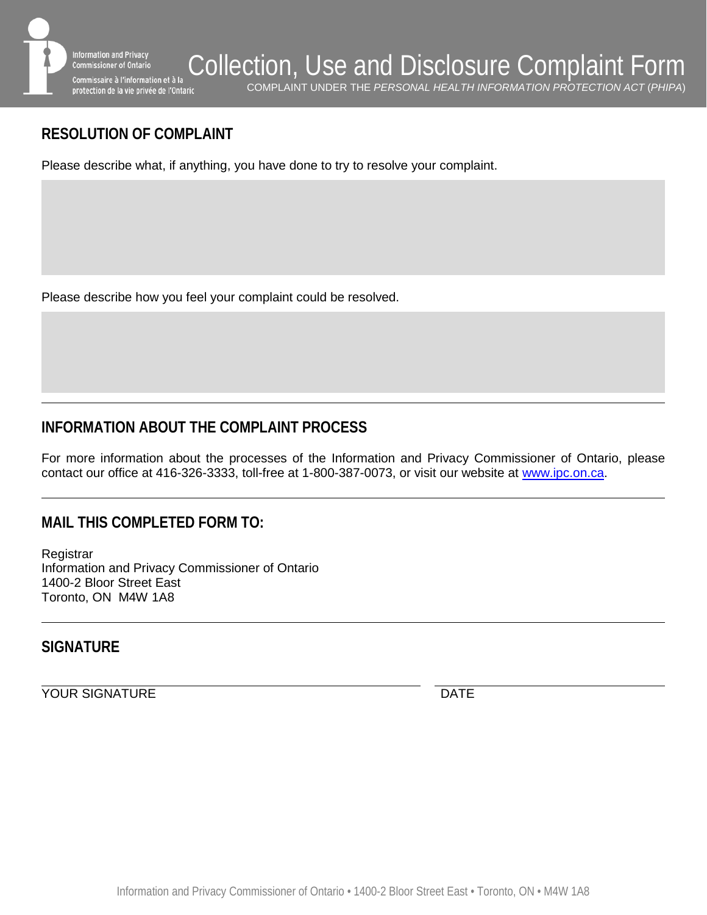Information and Privacy Commissioner of Ontario
Commissaire à l'information et à la protection de la vie privée de l'Ontario

# Collection, Use and Disclosure Complaint Form

COMPLAINT UNDER THE *PERSONAL HEALTH INFORMATION PROTECTION ACT* (*PHIPA*)

## RESOLUTION OF COMPLAINT

Please describe what, if anything, you have done to try to resolve your complaint.

Please describe how you feel your complaint could be resolved.

---

## INFORMATION ABOUT THE COMPLAINT PROCESS

For more information about the processes of the Information and Privacy Commissioner of Ontario, please contact our office at 416-326-3333, toll-free at 1-800-387-0073, or visit our website at www.ipc.on.ca.

---

## MAIL THIS COMPLETED FORM TO:

Registrar
Information and Privacy Commissioner of Ontario
1400-2 Bloor Street East
Toronto, ON M4W 1A8

---

## SIGNATURE

YOUR SIGNATURE

DATE